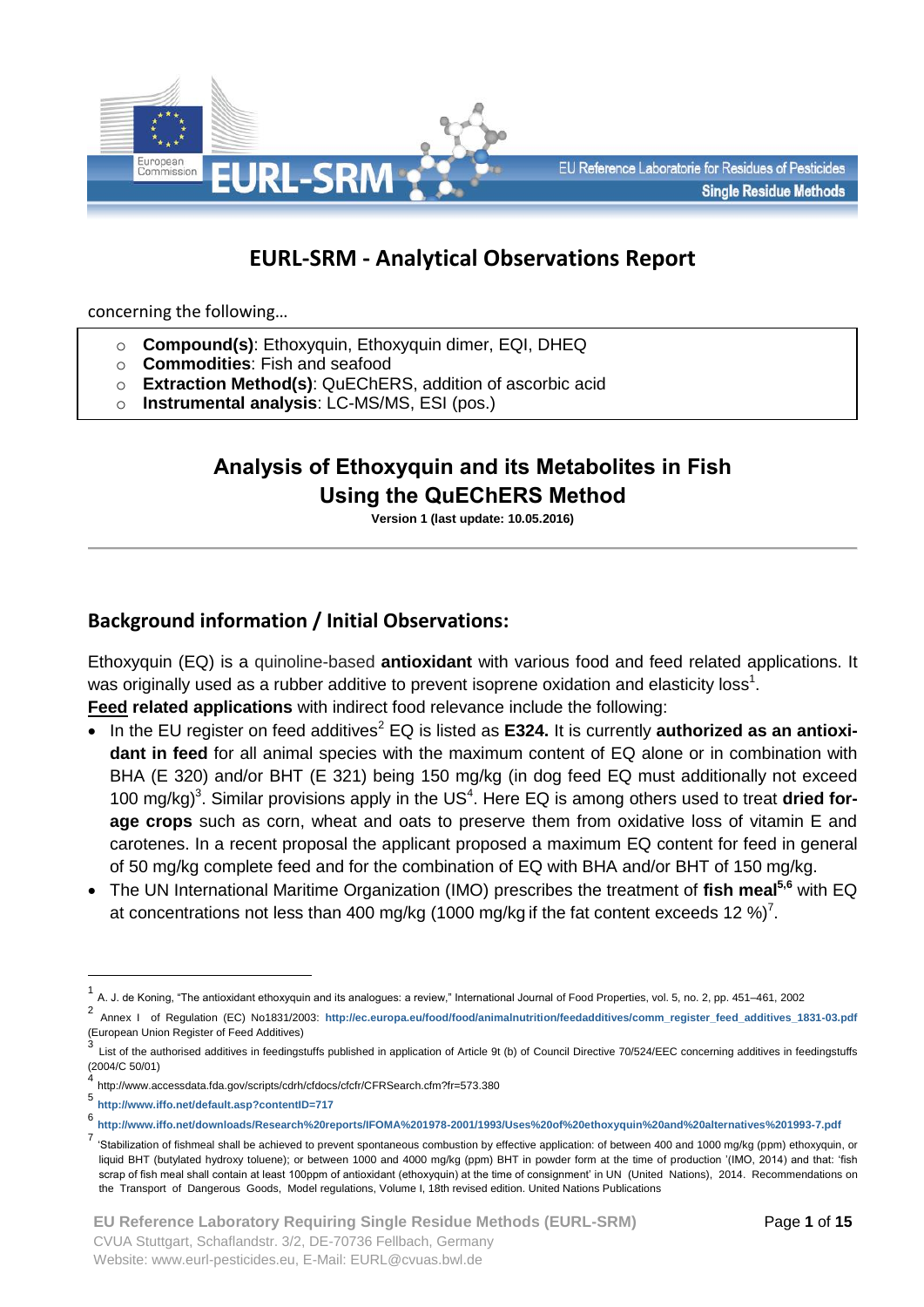# EURL-SRM - Analytical Observations Report

concerning the following…

- **Compound(s)**: Ethoxyquin, Ethoxyquin dimer, EQI, DHEQ
- **Commodities**: Fish and seafood
- **Extraction Method(s)**: QuEChERS, addition of ascorbic acid
- **Instrumental analysis**: LC-MS/MS, ESI (pos.)

## Analysis of Ethoxyquin and its Metabolites in Fish Using the QuEChERS Method

**Version 1 (last update: 10.05.2016)**

## Background information / Initial Observations:

Ethoxyquin (EQ) is a quinoline-based **antioxidant** with various food and feed related applications. It was originally used as a rubber additive to prevent isoprene oxidation and elasticity loss[1].

**Feed related applications** with indirect food relevance include the following:

- In the EU register on feed additives[2] EQ is listed as **E324.** It is currently **authorized as an antioxidant in feed** for all animal species with the maximum content of EQ alone or in combination with BHA (E 320) and/or BHT (E 321) being 150 mg/kg (in dog feed EQ must additionally not exceed 100 mg/kg)[3]. Similar provisions apply in the US[4]. Here EQ is among others used to treat **dried forage crops** such as corn, wheat and oats to preserve them from oxidative loss of vitamin E and carotenes. In a recent proposal the applicant proposed a maximum EQ content for feed in general of 50 mg/kg complete feed and for the combination of EQ with BHA and/or BHT of 150 mg/kg.
- The UN International Maritime Organization (IMO) prescribes the treatment of **fish meal**[5,6] with EQ at concentrations not less than 400 mg/kg (1000 mg/kg if the fat content exceeds 12 %)[7].

---

[1] A. J. de Koning, "The antioxidant ethoxyquin and its analogues: a review," International Journal of Food Properties, vol. 5, no. 2, pp. 451–461, 2002

[2] Annex I of Regulation (EC) No1831/2003: **http://ec.europa.eu/food/food/animalnutrition/feedadditives/comm_register_feed_additives_1831-03.pdf** (European Union Register of Feed Additives)

[3] List of the authorised additives in feedingstuffs published in application of Article 9t (b) of Council Directive 70/524/EEC concerning additives in feedingstuffs (2004/C 50/01)

[4] http://www.accessdata.fda.gov/scripts/cdrh/cfdocs/cfcfr/CFRSearch.cfm?fr=573.380

[5] **http://www.iffo.net/default.asp?contentID=717**

[6] **http://www.iffo.net/downloads/Research%20reports/IFOMA%201978-2001/1993/Uses%20of%20ethoxyquin%20and%20alternatives%201993-7.pdf**

[7] 'Stabilization of fishmeal shall be achieved to prevent spontaneous combustion by effective application: of between 400 and 1000 mg/kg (ppm) ethoxyquin, or liquid BHT (butylated hydroxy toluene); or between 1000 and 4000 mg/kg (ppm) BHT in powder form at the time of production '(IMO, 2014) and that: 'fish scrap of fish meal shall contain at least 100ppm of antioxidant (ethoxyquin) at the time of consignment' in UN (United Nations), 2014. Recommendations on the Transport of Dangerous Goods, Model regulations, Volume I, 18th revised edition. United Nations Publications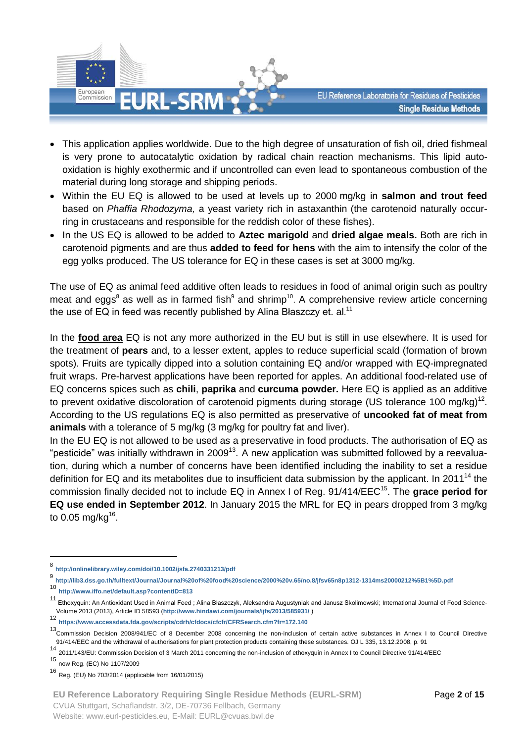- This application applies worldwide. Due to the high degree of unsaturation of fish oil, dried fishmeal is very prone to autocatalytic oxidation by radical chain reaction mechanisms. This lipid auto-oxidation is highly exothermic and if uncontrolled can even lead to spontaneous combustion of the material during long storage and shipping periods.
- Within the EU EQ is allowed to be used at levels up to 2000 mg/kg in **salmon and trout feed** based on *Phaffia Rhodozyma,* a yeast variety rich in astaxanthin (the carotenoid naturally occurring in crustaceans and responsible for the reddish color of these fishes).
- In the US EQ is allowed to be added to **Aztec marigold** and **dried algae meals.** Both are rich in carotenoid pigments and are thus **added to feed for hens** with the aim to intensify the color of the egg yolks produced. The US tolerance for EQ in these cases is set at 3000 mg/kg.

The use of EQ as animal feed additive often leads to residues in food of animal origin such as poultry meat and eggs[8] as well as in farmed fish[9] and shrimp[10]. A comprehensive review article concerning the use of EQ in feed was recently published by Alina Błaszczy et. al.[11]

In the **food area** EQ is not any more authorized in the EU but is still in use elsewhere. It is used for the treatment of **pears** and, to a lesser extent, apples to reduce superficial scald (formation of brown spots). Fruits are typically dipped into a solution containing EQ and/or wrapped with EQ-impregnated fruit wraps. Pre-harvest applications have been reported for apples. An additional food-related use of EQ concerns spices such as **chili**, **paprika** and **curcuma powder.** Here EQ is applied as an additive to prevent oxidative discoloration of carotenoid pigments during storage (US tolerance 100 mg/kg)[12]. According to the US regulations EQ is also permitted as preservative of **uncooked fat of meat from animals** with a tolerance of 5 mg/kg (3 mg/kg for poultry fat and liver).

In the EU EQ is not allowed to be used as a preservative in food products. The authorisation of EQ as "pesticide" was initially withdrawn in 2009[13]. A new application was submitted followed by a reevaluation, during which a number of concerns have been identified including the inability to set a residue definition for EQ and its metabolites due to insufficient data submission by the applicant. In 2011[14] the commission finally decided not to include EQ in Annex I of Reg. 91/414/EEC[15]. The **grace period for EQ use ended in September 2012**. In January 2015 the MRL for EQ in pears dropped from 3 mg/kg to 0.05 mg/kg[16].

---

[8] http://onlinelibrary.wiley.com/doi/10.1002/jsfa.2740331213/pdf

[9] http://lib3.dss.go.th/fulltext/Journal/Journal%20of%20food%20science/2000%20v.65/no.8/jfsv65n8p1312-1314ms20000212%5B1%5D.pdf

[10] http://www.iffo.net/default.asp?contentID=813

[11] Ethoxyquin: An Antioxidant Used in Animal Feed ; Alina Błaszczyk, Aleksandra Augustyniak and Janusz Skolimowski; International Journal of Food Science-Volume 2013 (2013), Article ID 58593 (http://www.hindawi.com/journals/ijfs/2013/585931/ )

[12] https://www.accessdata.fda.gov/scripts/cdrh/cfdocs/cfcfr/CFRSearch.cfm?fr=172.140

[13] Commission Decision 2008/941/EC of 8 December 2008 concerning the non-inclusion of certain active substances in Annex I to Council Directive 91/414/EEC and the withdrawal of authorisations for plant protection products containing these substances. OJ L 335, 13.12.2008, p. 91

[14] 2011/143/EU: Commission Decision of 3 March 2011 concerning the non-inclusion of ethoxyquin in Annex I to Council Directive 91/414/EEC

[15] now Reg. (EC) No 1107/2009

[16] Reg. (EU) No 703/2014 (applicable from 16/01/2015)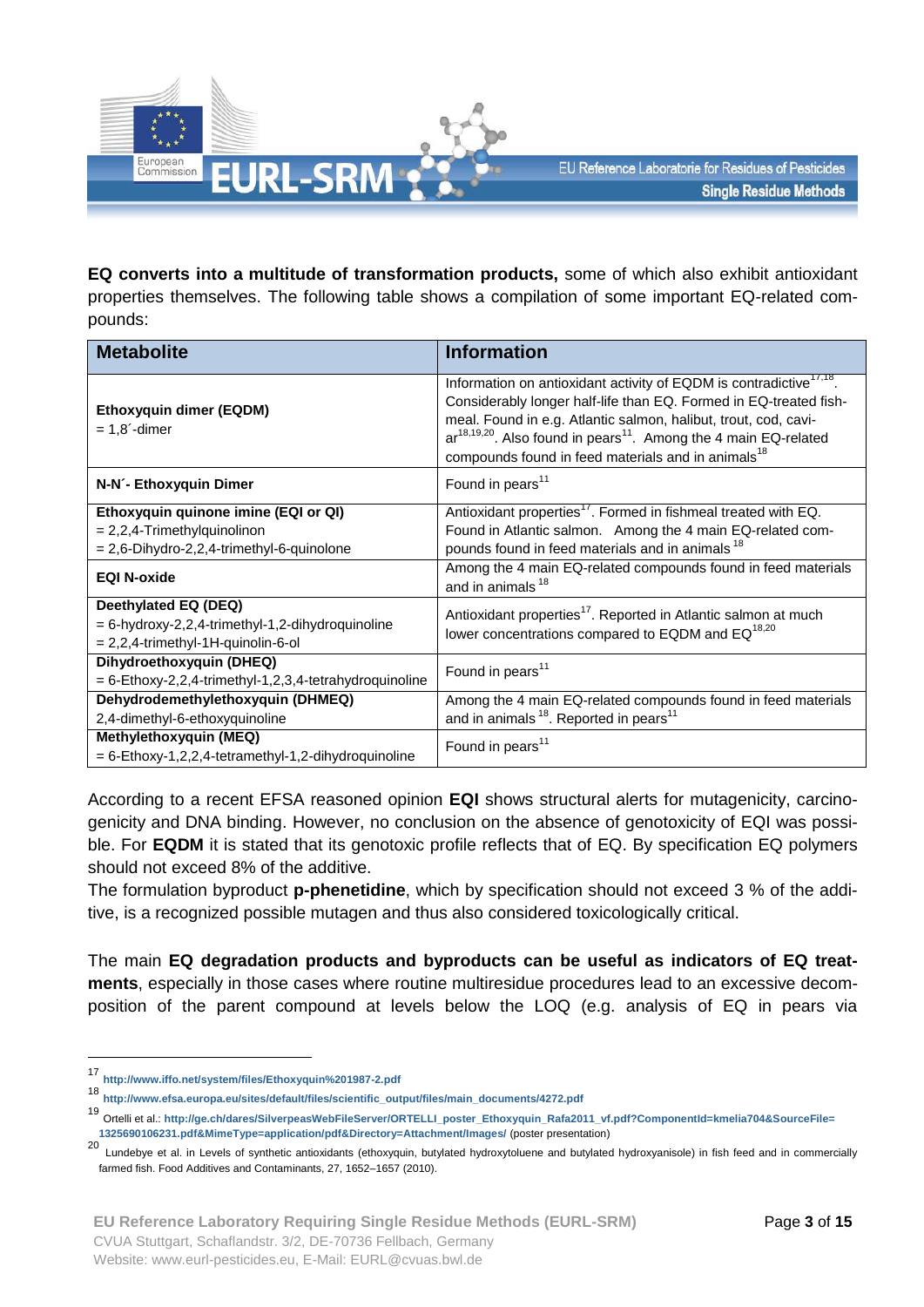**EQ converts into a multitude of transformation products,** some of which also exhibit antioxidant properties themselves. The following table shows a compilation of some important EQ-related compounds:

| Metabolite | Information |
|---|---|
| **Ethoxyquin dimer (EQDM)**<br>= 1,8´-dimer | Information on antioxidant activity of EQDM is contradictive[17,18]. Considerably longer half-life than EQ. Formed in EQ-treated fish-meal. Found in e.g. Atlantic salmon, halibut, trout, cod, caviar[18,19,20]. Also found in pears[11]. Among the 4 main EQ-related compounds found in feed materials and in animals[18] |
| **N-N´- Ethoxyquin Dimer** | Found in pears[11] |
| **Ethoxyquin quinone imine (EQI or QI)**<br>= 2,2,4-Trimethylquinolinon<br>= 2,6-Dihydro-2,2,4-trimethyl-6-quinolone | Antioxidant properties[17]. Formed in fishmeal treated with EQ. Found in Atlantic salmon. Among the 4 main EQ-related compounds found in feed materials and in animals[18] |
| **EQI N-oxide** | Among the 4 main EQ-related compounds found in feed materials and in animals[18] |
| **Deethylated EQ (DEQ)**<br>= 6-hydroxy-2,2,4-trimethyl-1,2-dihydroquinoline<br>= 2,2,4-trimethyl-1H-quinolin-6-ol | Antioxidant properties[17]. Reported in Atlantic salmon at much lower concentrations compared to EQDM and EQ[18,20] |
| **Dihydroethoxyquin (DHEQ)**<br>= 6-Ethoxy-2,2,4-trimethyl-1,2,3,4-tetrahydroquinoline | Found in pears[11] |
| **Dehydrodemethylethoxyquin (DHMEQ)**<br>2,4-dimethyl-6-ethoxyquinoline | Among the 4 main EQ-related compounds found in feed materials and in animals[18]. Reported in pears[11] |
| **Methylethoxyquin (MEQ)**<br>= 6-Ethoxy-1,2,2,4-tetramethyl-1,2-dihydroquinoline | Found in pears[11] |

According to a recent EFSA reasoned opinion **EQI** shows structural alerts for mutagenicity, carcinogenicity and DNA binding. However, no conclusion on the absence of genotoxicity of EQI was possible. For **EQDM** it is stated that its genotoxic profile reflects that of EQ. By specification EQ polymers should not exceed 8% of the additive.

The formulation byproduct **p-phenetidine**, which by specification should not exceed 3 % of the additive, is a recognized possible mutagen and thus also considered toxicologically critical.

The main **EQ degradation products and byproducts can be useful as indicators of EQ treatments**, especially in those cases where routine multiresidue procedures lead to an excessive decomposition of the parent compound at levels below the LOQ (e.g. analysis of EQ in pears via

---

[17] http://www.iffo.net/system/files/Ethoxyquin%201987-2.pdf

[18] http://www.efsa.europa.eu/sites/default/files/scientific_output/files/main_documents/4272.pdf

[19] Ortelli et al.: http://ge.ch/dares/SilverpeasWebFileServer/ORTELLI_poster_Ethoxyquin_Rafa2011_vf.pdf?ComponentId=kmelia704&SourceFile=1325690106231.pdf&MimeType=application/pdf&Directory=Attachment/Images/ (poster presentation)

[20] Lundebye et al. in Levels of synthetic antioxidants (ethoxyquin, butylated hydroxytoluene and butylated hydroxyanisole) in fish feed and in commercially farmed fish. Food Additives and Contaminants, 27, 1652–1657 (2010).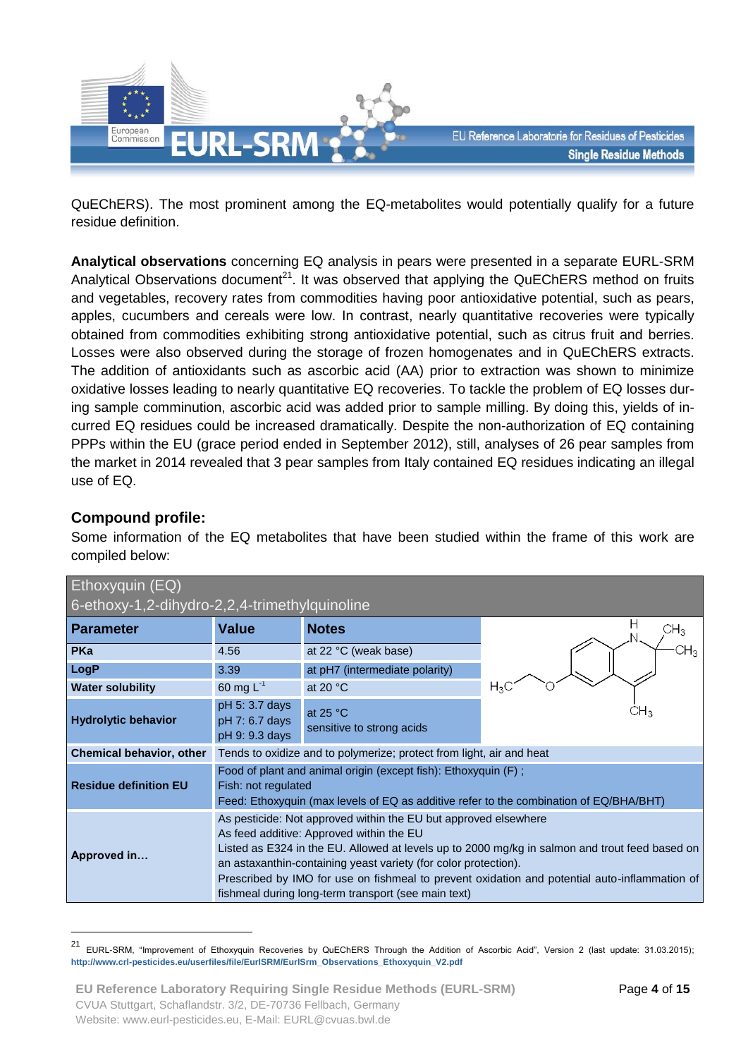QuEChERS). The most prominent among the EQ-metabolites would potentially qualify for a future residue definition.

**Analytical observations** concerning EQ analysis in pears were presented in a separate EURL-SRM Analytical Observations document[21]. It was observed that applying the QuEChERS method on fruits and vegetables, recovery rates from commodities having poor antioxidative potential, such as pears, apples, cucumbers and cereals were low. In contrast, nearly quantitative recoveries were typically obtained from commodities exhibiting strong antioxidative potential, such as citrus fruit and berries. Losses were also observed during the storage of frozen homogenates and in QuEChERS extracts. The addition of antioxidants such as ascorbic acid (AA) prior to extraction was shown to minimize oxidative losses leading to nearly quantitative EQ recoveries. To tackle the problem of EQ losses during sample comminution, ascorbic acid was added prior to sample milling. By doing this, yields of incurred EQ residues could be increased dramatically. Despite the non-authorization of EQ containing PPPs within the EU (grace period ended in September 2012), still, analyses of 26 pear samples from the market in 2014 revealed that 3 pear samples from Italy contained EQ residues indicating an illegal use of EQ.

## Compound profile:

Some information of the EQ metabolites that have been studied within the frame of this work are compiled below:

| Ethoxyquin (EQ)<br>6-ethoxy-1,2-dihydro-2,2,4-trimethylquinoline | | | |
|---|---|---|---|
| **Parameter** | **Value** | **Notes** | (structure) |
| **PKa** | 4.56 | at 22 °C (weak base) | |
| **LogP** | 3.39 | at pH7 (intermediate polarity) | |
| **Water solubility** | 60 mg $L^{-1}$ | at 20 °C | |
| **Hydrolytic behavior** | pH 5: 3.7 days<br>pH 7: 6.7 days<br>pH 9: 9.3 days | at 25 °C<br>sensitive to strong acids | |
| **Chemical behavior, other** | Tends to oxidize and to polymerize; protect from light, air and heat | | |
| **Residue definition EU** | Food of plant and animal origin (except fish): Ethoxyquin (F) ;<br>Fish: not regulated<br>Feed: Ethoxyquin (max levels of EQ as additive refer to the combination of EQ/BHA/BHT) | | |
| **Approved in…** | As pesticide: Not approved within the EU but approved elsewhere<br>As feed additive: Approved within the EU<br>Listed as E324 in the EU. Allowed at levels up to 2000 mg/kg in salmon and trout feed based on an astaxanthin-containing yeast variety (for color protection).<br>Prescribed by IMO for use on fishmeal to prevent oxidation and potential auto-inflammation of fishmeal during long-term transport (see main text) | | |

[21] EURL-SRM, "Improvement of Ethoxyquin Recoveries by QuEChERS Through the Addition of Ascorbic Acid", Version 2 (last update: 31.03.2015); http://www.crl-pesticides.eu/userfiles/file/EurlSRM/EurlSrm_Observations_Ethoxyquin_V2.pdf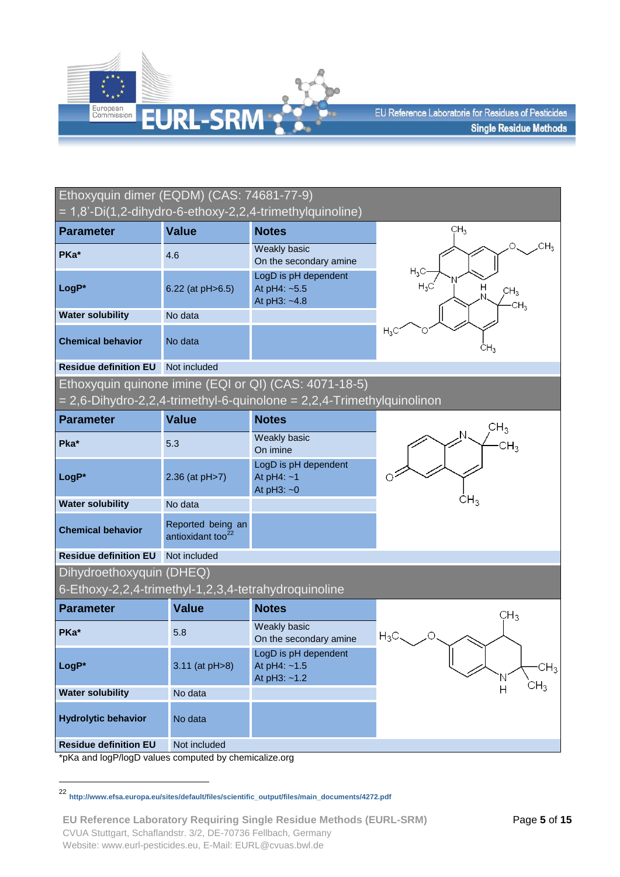## Ethoxyquin dimer (EQDM) (CAS: 74681-77-9)
= 1,8'-Di(1,2-dihydro-6-ethoxy-2,2,4-trimethylquinoline)

| Parameter | Value | Notes |
|---|---|---|
| **PKa*** | 4.6 | Weakly basic<br>On the secondary amine |
| **LogP*** | 6.22 (at pH>6.5) | LogD is pH dependent<br>At pH4: ~5.5<br>At pH3: ~4.8 |
| **Water solubility** | No data | |
| **Chemical behavior** | No data | |
| **Residue definition EU** | Not included | |

## Ethoxyquin quinone imine (EQI or QI) (CAS: 4071-18-5)
= 2,6-Dihydro-2,2,4-trimethyl-6-quinolone = 2,2,4-Trimethylquinolinon

| Parameter | Value | Notes |
|---|---|---|
| **Pka*** | 5.3 | Weakly basic<br>On imine |
| **LogP*** | 2.36 (at pH>7) | LogD is pH dependent<br>At pH4: ~1<br>At pH3: ~0 |
| **Water solubility** | No data | |
| **Chemical behavior** | Reported being an antioxidant too[22] | |
| **Residue definition EU** | Not included | |

## Dihydroethoxyquin (DHEQ)
6-Ethoxy-2,2,4-trimethyl-1,2,3,4-tetrahydroquinoline

| Parameter | Value | Notes |
|---|---|---|
| **PKa*** | 5.8 | Weakly basic<br>On the secondary amine |
| **LogP*** | 3.11 (at pH>8) | LogD is pH dependent<br>At pH4: ~1.5<br>At pH3: ~1.2 |
| **Water solubility** | No data | |
| **Hydrolytic behavior** | No data | |
| **Residue definition EU** | Not included | |

*pKa and logP/logD values computed by chemicalize.org

[22] http://www.efsa.europa.eu/sites/default/files/scientific_output/files/main_documents/4272.pdf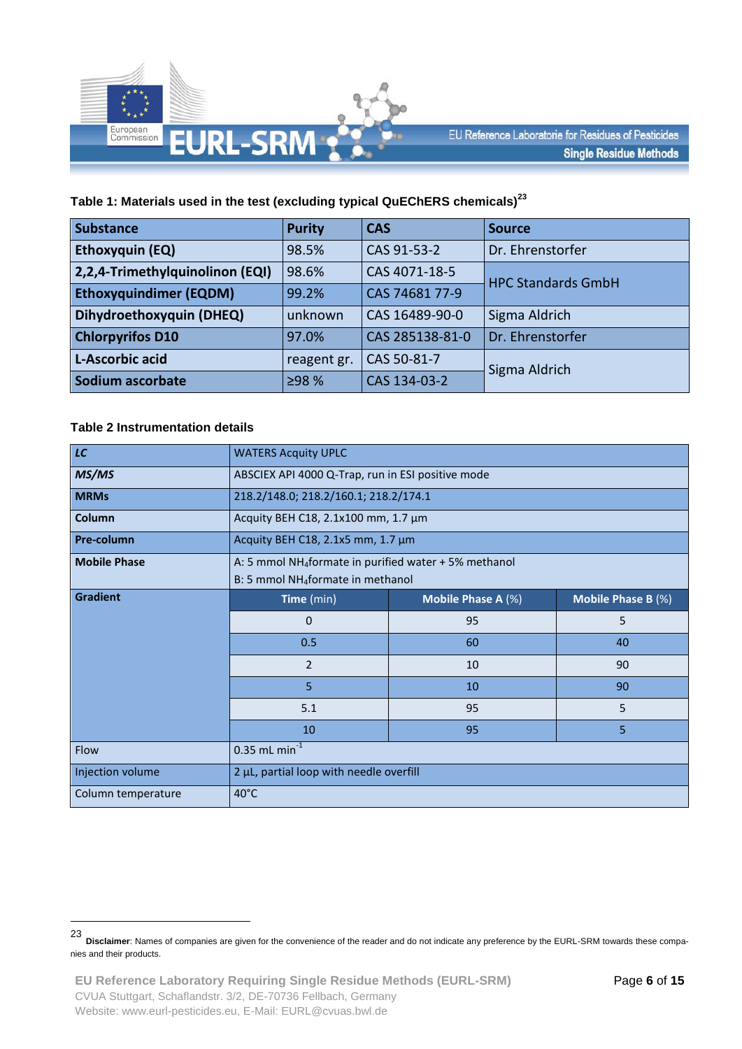**Table 1: Materials used in the test (excluding typical QuEChERS chemicals)[23]**

| Substance | Purity | CAS | Source |
|---|---|---|---|
| **Ethoxyquin (EQ)** | 98.5% | CAS 91-53-2 | Dr. Ehrenstorfer |
| **2,2,4-Trimethylquinolinon (EQI)** | 98.6% | CAS 4071-18-5 | HPC Standards GmbH |
| **Ethoxyquindimer (EQDM)** | 99.2% | CAS 74681 77-9 | HPC Standards GmbH |
| **Dihydroethoxyquin (DHEQ)** | unknown | CAS 16489-90-0 | Sigma Aldrich |
| **Chlorpyrifos D10** | 97.0% | CAS 285138-81-0 | Dr. Ehrenstorfer |
| **L-Ascorbic acid** | reagent gr. | CAS 50-81-7 | Sigma Aldrich |
| **Sodium ascorbate** | ≥98 % | CAS 134-03-2 | Sigma Aldrich |

**Table 2 Instrumentation details**

| | | | |
|---|---|---|---|
| ***LC*** | WATERS Acquity UPLC | | |
| ***MS/MS*** | ABSCIEX API 4000 Q-Trap, run in ESI positive mode | | |
| **MRMs** | 218.2/148.0; 218.2/160.1; 218.2/174.1 | | |
| **Column** | Acquity BEH C18, 2.1x100 mm, 1.7 µm | | |
| **Pre-column** | Acquity BEH C18, 2.1x5 mm, 1.7 µm | | |
| **Mobile Phase** | A: 5 mmol $NH_4$formate in purified water + 5% methanol<br>B: 5 mmol $NH_4$formate in methanol | | |
| **Gradient** | **Time** (min) | **Mobile Phase A** (%) | **Mobile Phase B** (%) |
| | 0 | 95 | 5 |
| | 0.5 | 60 | 40 |
| | 2 | 10 | 90 |
| | 5 | 10 | 90 |
| | 5.1 | 95 | 5 |
| | 10 | 95 | 5 |
| Flow | 0.35 mL $min^{-1}$ | | |
| Injection volume | 2 µL, partial loop with needle overfill | | |
| Column temperature | 40°C | | |

---

[23] **Disclaimer**: Names of companies are given for the convenience of the reader and do not indicate any preference by the EURL-SRM towards these companies and their products.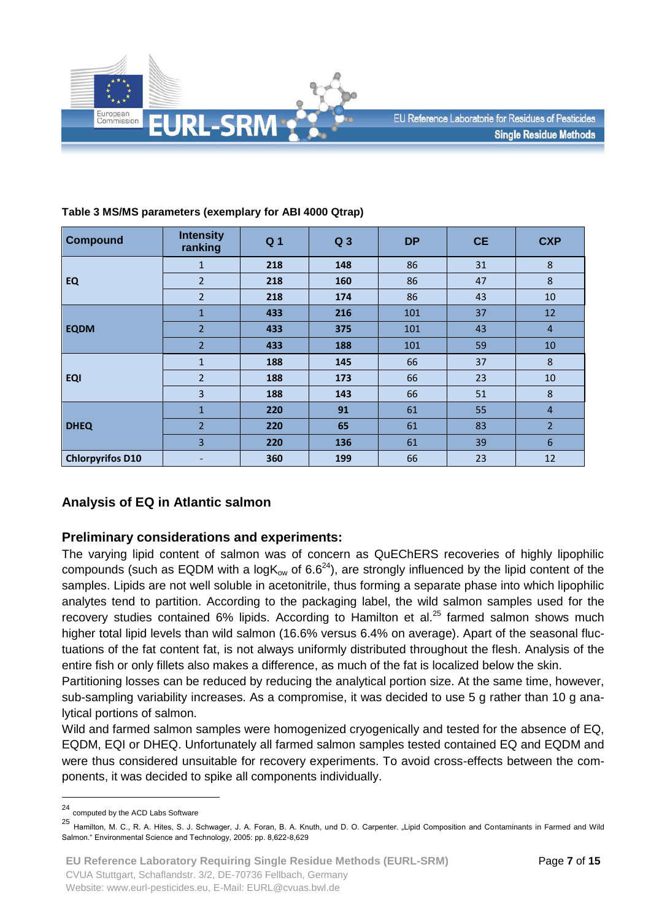**Table 3 MS/MS parameters (exemplary for ABI 4000 Qtrap)**

| Compound | Intensity ranking | Q 1 | Q 3 | DP | CE | CXP |
|---|---|---|---|---|---|---|
| EQ | 1 | 218 | 148 | 86 | 31 | 8 |
| | 2 | 218 | 160 | 86 | 47 | 8 |
| | 2 | 218 | 174 | 86 | 43 | 10 |
| EQDM | 1 | 433 | 216 | 101 | 37 | 12 |
| | 2 | 433 | 375 | 101 | 43 | 4 |
| | 2 | 433 | 188 | 101 | 59 | 10 |
| EQI | 1 | 188 | 145 | 66 | 37 | 8 |
| | 2 | 188 | 173 | 66 | 23 | 10 |
| | 3 | 188 | 143 | 66 | 51 | 8 |
| DHEQ | 1 | 220 | 91 | 61 | 55 | 4 |
| | 2 | 220 | 65 | 61 | 83 | 2 |
| | 3 | 220 | 136 | 61 | 39 | 6 |
| Chlorpyrifos D10 | - | 360 | 199 | 66 | 23 | 12 |

## Analysis of EQ in Atlantic salmon

### Preliminary considerations and experiments:

The varying lipid content of salmon was of concern as QuEChERS recoveries of highly lipophilic compounds (such as EQDM with a $\log K_{ow}$ of 6.6[24]), are strongly influenced by the lipid content of the samples. Lipids are not well soluble in acetonitrile, thus forming a separate phase into which lipophilic analytes tend to partition. According to the packaging label, the wild salmon samples used for the recovery studies contained 6% lipids. According to Hamilton et al.[25] farmed salmon shows much higher total lipid levels than wild salmon (16.6% versus 6.4% on average). Apart of the seasonal fluctuations of the fat content fat, is not always uniformly distributed throughout the flesh. Analysis of the entire fish or only fillets also makes a difference, as much of the fat is localized below the skin.

Partitioning losses can be reduced by reducing the analytical portion size. At the same time, however, sub-sampling variability increases. As a compromise, it was decided to use 5 g rather than 10 g analytical portions of salmon.

Wild and farmed salmon samples were homogenized cryogenically and tested for the absence of EQ, EQDM, EQI or DHEQ. Unfortunately all farmed salmon samples tested contained EQ and EQDM and were thus considered unsuitable for recovery experiments. To avoid cross-effects between the components, it was decided to spike all components individually.

---

[24] computed by the ACD Labs Software

[25] Hamilton, M. C., R. A. Hites, S. J. Schwager, J. A. Foran, B. A. Knuth, und D. O. Carpenter. „Lipid Composition and Contaminants in Farmed and Wild Salmon." Environmental Science and Technology, 2005: pp. 8,622-8,629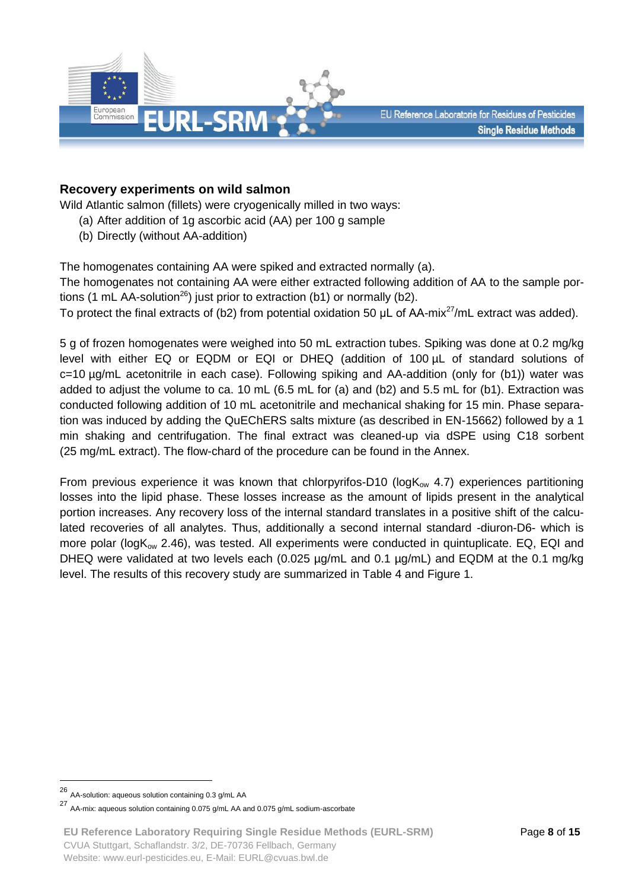### Recovery experiments on wild salmon

Wild Atlantic salmon (fillets) were cryogenically milled in two ways:

(a) After addition of 1g ascorbic acid (AA) per 100 g sample

(b) Directly (without AA-addition)

The homogenates containing AA were spiked and extracted normally (a).

The homogenates not containing AA were either extracted following addition of AA to the sample portions (1 mL AA-solution[26]) just prior to extraction (b1) or normally (b2).

To protect the final extracts of (b2) from potential oxidation 50 µL of AA-mix[27]/mL extract was added).

5 g of frozen homogenates were weighed into 50 mL extraction tubes. Spiking was done at 0.2 mg/kg level with either EQ or EQDM or EQI or DHEQ (addition of 100 µL of standard solutions of c=10 µg/mL acetonitrile in each case). Following spiking and AA-addition (only for (b1)) water was added to adjust the volume to ca. 10 mL (6.5 mL for (a) and (b2) and 5.5 mL for (b1). Extraction was conducted following addition of 10 mL acetonitrile and mechanical shaking for 15 min. Phase separation was induced by adding the QuEChERS salts mixture (as described in EN-15662) followed by a 1 min shaking and centrifugation. The final extract was cleaned-up via dSPE using C18 sorbent (25 mg/mL extract). The flow-chard of the procedure can be found in the Annex.

From previous experience it was known that chlorpyrifos-D10 ($logK_{ow}$ 4.7) experiences partitioning losses into the lipid phase. These losses increase as the amount of lipids present in the analytical portion increases. Any recovery loss of the internal standard translates in a positive shift of the calculated recoveries of all analytes. Thus, additionally a second internal standard -diuron-D6- which is more polar ($logK_{ow}$ 2.46), was tested. All experiments were conducted in quintuplicate. EQ, EQI and DHEQ were validated at two levels each (0.025 µg/mL and 0.1 µg/mL) and EQDM at the 0.1 mg/kg level. The results of this recovery study are summarized in Table 4 and Figure 1.

---

[26] AA-solution: aqueous solution containing 0.3 g/mL AA

[27] AA-mix: aqueous solution containing 0.075 g/mL AA and 0.075 g/mL sodium-ascorbate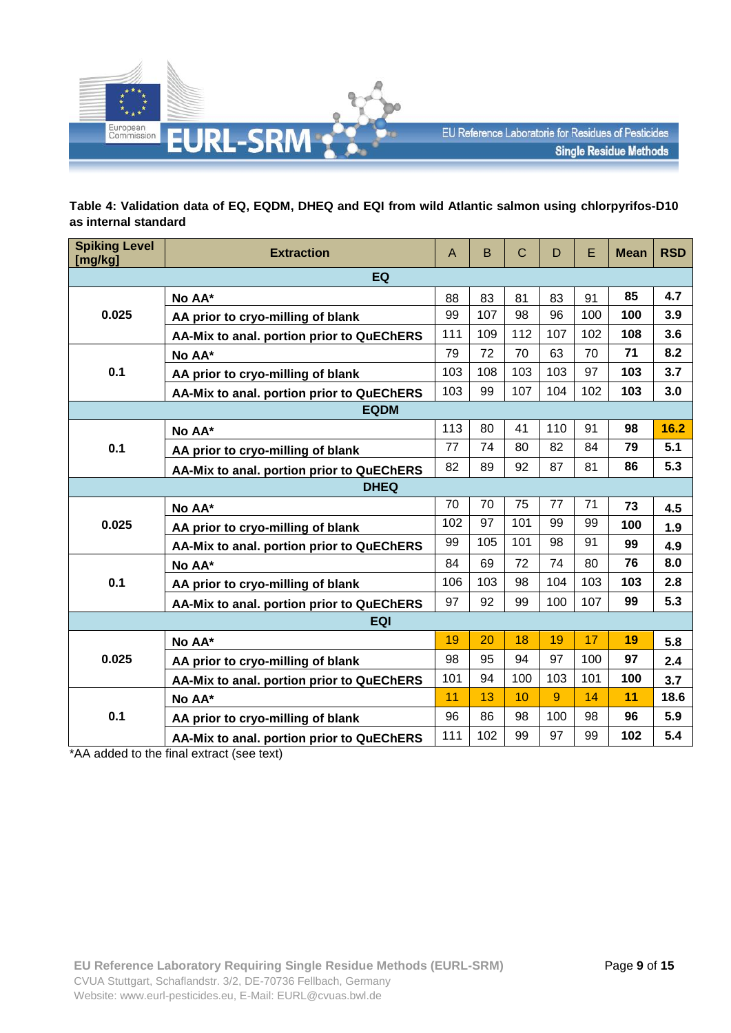**Table 4: Validation data of EQ, EQDM, DHEQ and EQI from wild Atlantic salmon using chlorpyrifos-D10 as internal standard**

| Spiking Level [mg/kg] | Extraction | A | B | C | D | E | Mean | RSD |
|---|---|---|---|---|---|---|---|---|
| **EQ** | | | | | | | | |
| **0.025** | **No AA*** | 88 | 83 | 81 | 83 | 91 | **85** | **4.7** |
| | **AA prior to cryo-milling of blank** | 99 | 107 | 98 | 96 | 100 | **100** | **3.9** |
| | **AA-Mix to anal. portion prior to QuEChERS** | 111 | 109 | 112 | 107 | 102 | **108** | **3.6** |
| **0.1** | **No AA*** | 79 | 72 | 70 | 63 | 70 | **71** | **8.2** |
| | **AA prior to cryo-milling of blank** | 103 | 108 | 103 | 103 | 97 | **103** | **3.7** |
| | **AA-Mix to anal. portion prior to QuEChERS** | 103 | 99 | 107 | 104 | 102 | **103** | **3.0** |
| **EQDM** | | | | | | | | |
| **0.1** | **No AA*** | 113 | 80 | 41 | 110 | 91 | **98** | **16.2** |
| | **AA prior to cryo-milling of blank** | 77 | 74 | 80 | 82 | 84 | **79** | **5.1** |
| | **AA-Mix to anal. portion prior to QuEChERS** | 82 | 89 | 92 | 87 | 81 | **86** | **5.3** |
| **DHEQ** | | | | | | | | |
| **0.025** | **No AA*** | 70 | 70 | 75 | 77 | 71 | **73** | **4.5** |
| | **AA prior to cryo-milling of blank** | 102 | 97 | 101 | 99 | 99 | **100** | **1.9** |
| | **AA-Mix to anal. portion prior to QuEChERS** | 99 | 105 | 101 | 98 | 91 | **99** | **4.9** |
| **0.1** | **No AA*** | 84 | 69 | 72 | 74 | 80 | **76** | **8.0** |
| | **AA prior to cryo-milling of blank** | 106 | 103 | 98 | 104 | 103 | **103** | **2.8** |
| | **AA-Mix to anal. portion prior to QuEChERS** | 97 | 92 | 99 | 100 | 107 | **99** | **5.3** |
| **EQI** | | | | | | | | |
| **0.025** | **No AA*** | 19 | 20 | 18 | 19 | 17 | **19** | **5.8** |
| | **AA prior to cryo-milling of blank** | 98 | 95 | 94 | 97 | 100 | **97** | **2.4** |
| | **AA-Mix to anal. portion prior to QuEChERS** | 101 | 94 | 100 | 103 | 101 | **100** | **3.7** |
| **0.1** | **No AA*** | 11 | 13 | 10 | 9 | 14 | **11** | **18.6** |
| | **AA prior to cryo-milling of blank** | 96 | 86 | 98 | 100 | 98 | **96** | **5.9** |
| | **AA-Mix to anal. portion prior to QuEChERS** | 111 | 102 | 99 | 97 | 99 | **102** | **5.4** |

*AA added to the final extract (see text)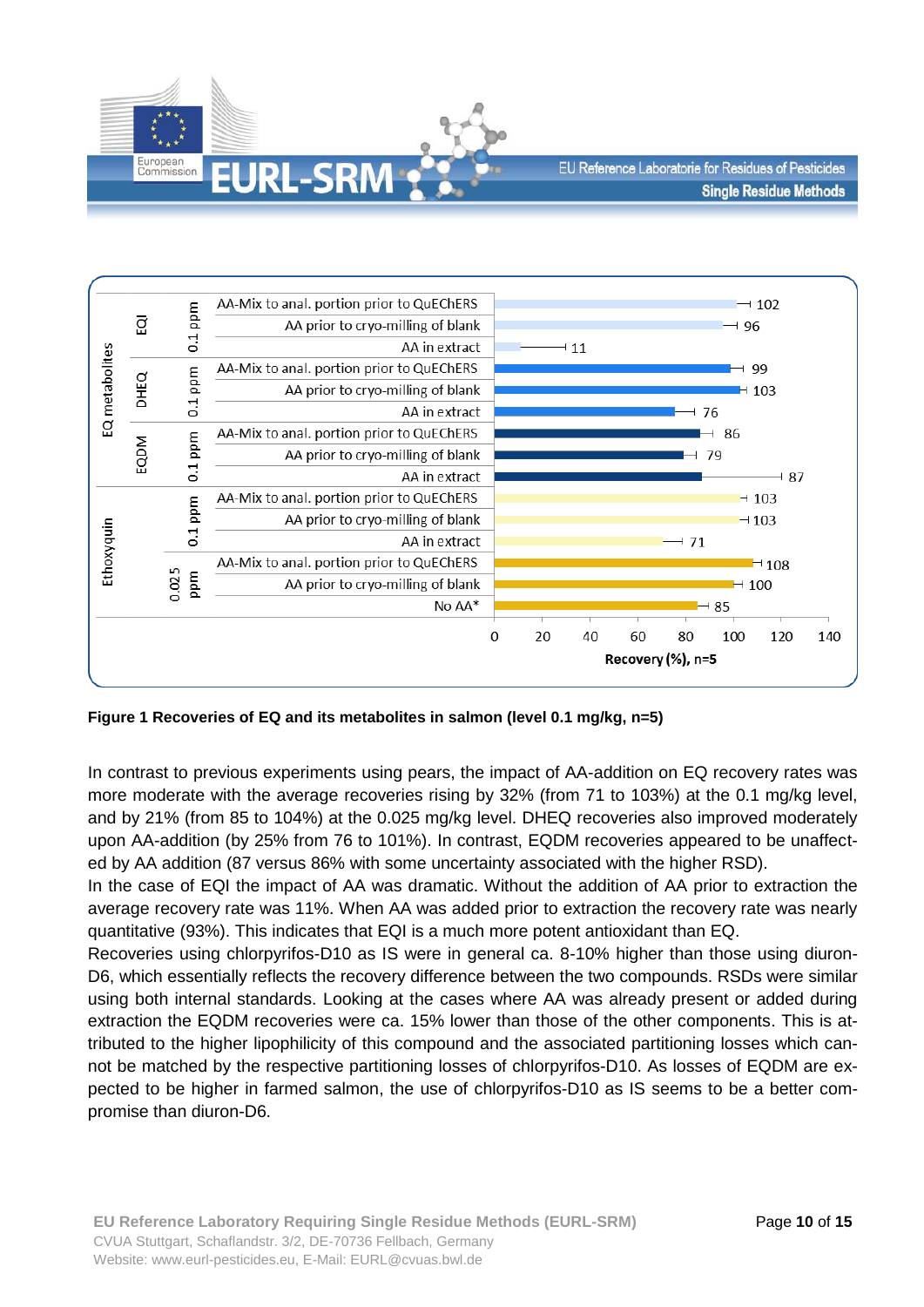| Compound | Level | Condition | Recovery (%), n=5 |
|---|---|---|---|
| EQ metabolites – EQI | 0.1 ppm | AA-Mix to anal. portion prior to QuEChERS | 102 |
| | | AA prior to cryo-milling of blank | 96 |
| | | AA in extract | 11 |
| EQ metabolites – DHEQ | 0.1 ppm | AA-Mix to anal. portion prior to QuEChERS | 99 |
| | | AA prior to cryo-milling of blank | 103 |
| | | AA in extract | 76 |
| EQ metabolites – EQDM | 0.1 ppm | AA-Mix to anal. portion prior to QuEChERS | 86 |
| | | AA prior to cryo-milling of blank | 79 |
| | | AA in extract | 87 |
| Ethoxyquin | 0.1 ppm | AA-Mix to anal. portion prior to QuEChERS | 103 |
| | | AA prior to cryo-milling of blank | 103 |
| | | AA in extract | 71 |
| Ethoxyquin | 0.025 ppm | AA-Mix to anal. portion prior to QuEChERS | 108 |
| | | AA prior to cryo-milling of blank | 100 |
| | | No AA* | 85 |

**Figure 1 Recoveries of EQ and its metabolites in salmon (level 0.1 mg/kg, n=5)**

In contrast to previous experiments using pears, the impact of AA-addition on EQ recovery rates was more moderate with the average recoveries rising by 32% (from 71 to 103%) at the 0.1 mg/kg level, and by 21% (from 85 to 104%) at the 0.025 mg/kg level. DHEQ recoveries also improved moderately upon AA-addition (by 25% from 76 to 101%). In contrast, EQDM recoveries appeared to be unaffected by AA addition (87 versus 86% with some uncertainty associated with the higher RSD).

In the case of EQI the impact of AA was dramatic. Without the addition of AA prior to extraction the average recovery rate was 11%. When AA was added prior to extraction the recovery rate was nearly quantitative (93%). This indicates that EQI is a much more potent antioxidant than EQ.

Recoveries using chlorpyrifos-D10 as IS were in general ca. 8-10% higher than those using diuron-D6, which essentially reflects the recovery difference between the two compounds. RSDs were similar using both internal standards. Looking at the cases where AA was already present or added during extraction the EQDM recoveries were ca. 15% lower than those of the other components. This is attributed to the higher lipophilicity of this compound and the associated partitioning losses which cannot be matched by the respective partitioning losses of chlorpyrifos-D10. As losses of EQDM are expected to be higher in farmed salmon, the use of chlorpyrifos-D10 as IS seems to be a better compromise than diuron-D6.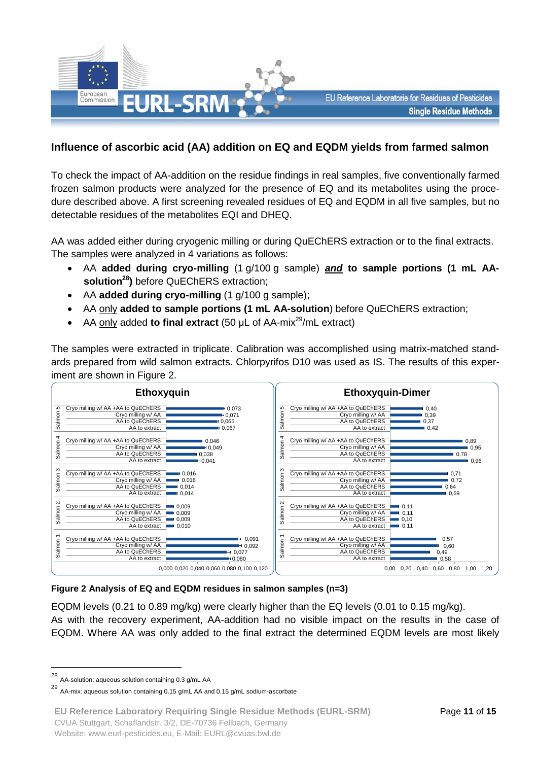## Influence of ascorbic acid (AA) addition on EQ and EQDM yields from farmed salmon

To check the impact of AA-addition on the residue findings in real samples, five conventionally farmed frozen salmon products were analyzed for the presence of EQ and its metabolites using the procedure described above. A first screening revealed residues of EQ and EQDM in all five samples, but no detectable residues of the metabolites EQI and DHEQ.

AA was added either during cryogenic milling or during QuEChERS extraction or to the final extracts. The samples were analyzed in 4 variations as follows:

- AA **added during cryo-milling** (1 g/100 g sample) ***and*** **to sample portions (1 mL AA-solution[28])** before QuEChERS extraction;
- AA **added during cryo-milling** (1 g/100 g sample);
- AA only **added to sample portions (1 mL AA-solution**) before QuEChERS extraction;
- AA only added **to final extract** (50 µL of AA-mix[29]/mL extract)

The samples were extracted in triplicate. Calibration was accomplished using matrix-matched standards prepared from wild salmon extracts. Chlorpyrifos D10 was used as IS. The results of this experiment are shown in Figure 2.

| Sample | Variation | Ethoxyquin | Ethoxyquin-Dimer |
|---|---|---|---|
| Salmon 5 | Cryo milling w/ AA +AA to QuEChERS | 0,073 | 0,40 |
| | Cryo milling w/ AA | 0,071 | 0,39 |
| | AA to QuEChERS | 0,065 | 0,37 |
| | AA to extract | 0,067 | 0,42 |
| Salmon 4 | Cryo milling w/ AA +AA to QuEChERS | 0,046 | 0,89 |
| | Cryo milling w/ AA | 0,049 | 0,95 |
| | AA to QuEChERS | 0,038 | 0,78 |
| | AA to extract | 0,041 | 0,96 |
| Salmon 3 | Cryo milling w/ AA +AA to QuEChERS | 0,016 | 0,71 |
| | Cryo milling w/ AA | 0,016 | 0,72 |
| | AA to QuEChERS | 0,014 | 0,64 |
| | AA to extract | 0,014 | 0,69 |
| Salmon 2 | Cryo milling w/ AA +AA to QuEChERS | 0,009 | 0,11 |
| | Cryo milling w/ AA | 0,009 | 0,11 |
| | AA to QuEChERS | 0,009 | 0,10 |
| | AA to extract | 0,010 | 0,11 |
| Salmon 1 | Cryo milling w/ AA +AA to QuEChERS | 0,091 | 0,57 |
| | Cryo milling w/ AA | 0,092 | 0,60 |
| | AA to QuEChERS | 0,077 | 0,49 |
| | AA to extract | 0,080 | 0,58 |

**Figure 2 Analysis of EQ and EQDM residues in salmon samples (n=3)**

EQDM levels (0.21 to 0.89 mg/kg) were clearly higher than the EQ levels (0.01 to 0.15 mg/kg).
As with the recovery experiment, AA-addition had no visible impact on the results in the case of EQDM. Where AA was only added to the final extract the determined EQDM levels are most likely

---

[28] AA-solution: aqueous solution containing 0.3 g/mL AA

[29] AA-mix: aqueous solution containing 0.15 g/mL AA and 0.15 g/mL sodium-ascorbate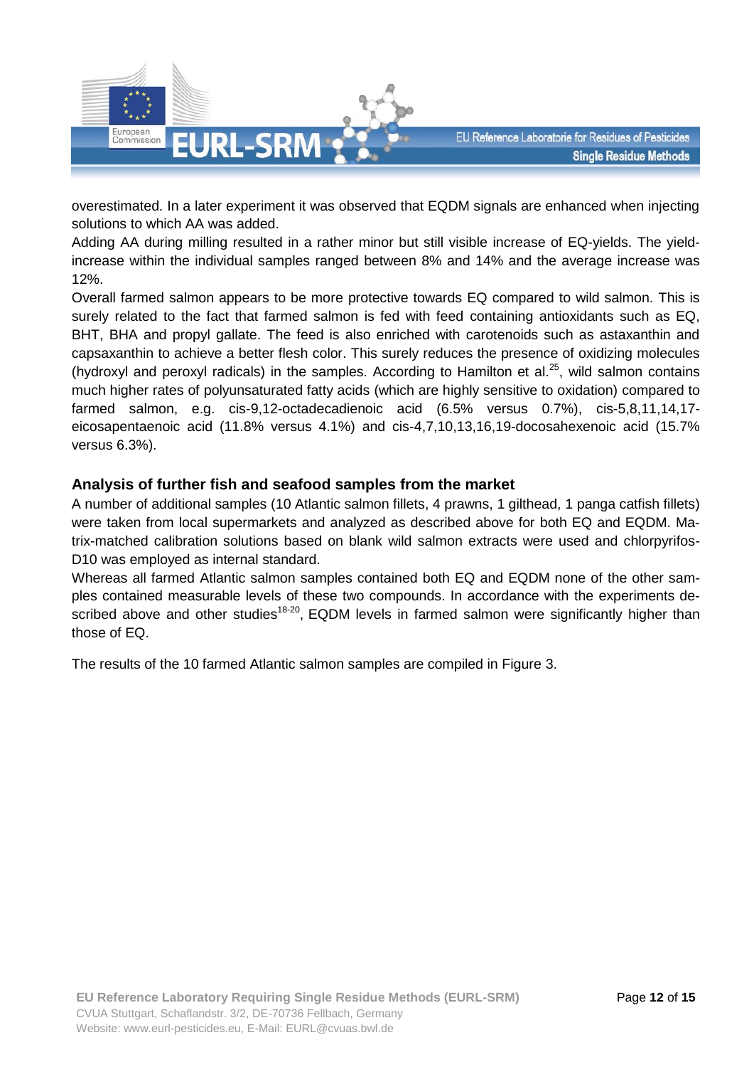overestimated. In a later experiment it was observed that EQDM signals are enhanced when injecting solutions to which AA was added.

Adding AA during milling resulted in a rather minor but still visible increase of EQ-yields. The yield-increase within the individual samples ranged between 8% and 14% and the average increase was 12%.

Overall farmed salmon appears to be more protective towards EQ compared to wild salmon. This is surely related to the fact that farmed salmon is fed with feed containing antioxidants such as EQ, BHT, BHA and propyl gallate. The feed is also enriched with carotenoids such as astaxanthin and capsaxanthin to achieve a better flesh color. This surely reduces the presence of oxidizing molecules (hydroxyl and peroxyl radicals) in the samples. According to Hamilton et al.[25], wild salmon contains much higher rates of polyunsaturated fatty acids (which are highly sensitive to oxidation) compared to farmed salmon, e.g. cis-9,12-octadecadienoic acid (6.5% versus 0.7%), cis-5,8,11,14,17-eicosapentaenoic acid (11.8% versus 4.1%) and cis-4,7,10,13,16,19-docosahexenoic acid (15.7% versus 6.3%).

## Analysis of further fish and seafood samples from the market

A number of additional samples (10 Atlantic salmon fillets, 4 prawns, 1 gilthead, 1 panga catfish fillets) were taken from local supermarkets and analyzed as described above for both EQ and EQDM. Matrix-matched calibration solutions based on blank wild salmon extracts were used and chlorpyrifos-D10 was employed as internal standard.

Whereas all farmed Atlantic salmon samples contained both EQ and EQDM none of the other samples contained measurable levels of these two compounds. In accordance with the experiments described above and other studies[18-20], EQDM levels in farmed salmon were significantly higher than those of EQ.

The results of the 10 farmed Atlantic salmon samples are compiled in Figure 3.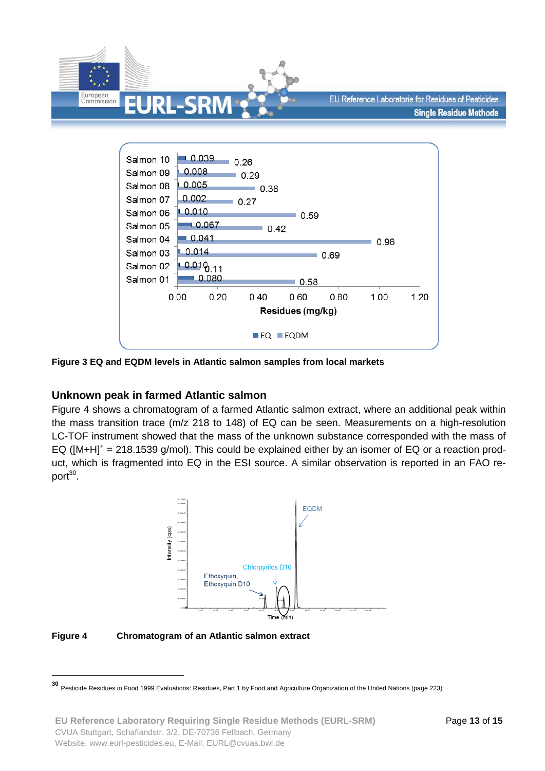Figure 3 EQ and EQDM levels in Atlantic salmon samples from local markets

## Unknown peak in farmed Atlantic salmon

Figure 4 shows a chromatogram of a farmed Atlantic salmon extract, where an additional peak within the mass transition trace (m/z 218 to 148) of EQ can be seen. Measurements on a high-resolution LC-TOF instrument showed that the mass of the unknown substance corresponded with the mass of EQ ($[M+H]^+$ = 218.1539 g/mol). This could be explained either by an isomer of EQ or a reaction product, which is fragmented into EQ in the ESI source. A similar observation is reported in an FAO report[30].

**Figure 4 Chromatogram of an Atlantic salmon extract**

---

[30] Pesticide Residues in Food 1999 Evaluations: Residues, Part 1 by Food and Agriculture Organization of the United Nations (page 223)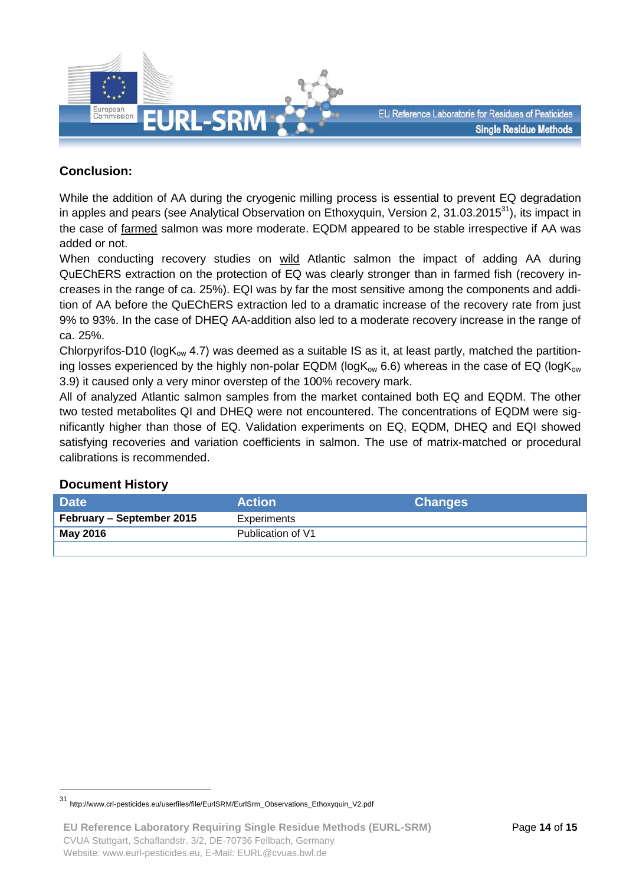## Conclusion:

While the addition of AA during the cryogenic milling process is essential to prevent EQ degradation in apples and pears (see Analytical Observation on Ethoxyquin, Version 2, 31.03.2015[31]), its impact in the case of farmed salmon was more moderate. EQDM appeared to be stable irrespective if AA was added or not.

When conducting recovery studies on wild Atlantic salmon the impact of adding AA during QuEChERS extraction on the protection of EQ was clearly stronger than in farmed fish (recovery increases in the range of ca. 25%). EQI was by far the most sensitive among the components and addition of AA before the QuEChERS extraction led to a dramatic increase of the recovery rate from just 9% to 93%. In the case of DHEQ AA-addition also led to a moderate recovery increase in the range of ca. 25%.

Chlorpyrifos-D10 ($logK_{ow}$ 4.7) was deemed as a suitable IS as it, at least partly, matched the partitioning losses experienced by the highly non-polar EQDM ($logK_{ow}$ 6.6) whereas in the case of EQ ($logK_{ow}$ 3.9) it caused only a very minor overstep of the 100% recovery mark.

All of analyzed Atlantic salmon samples from the market contained both EQ and EQDM. The other two tested metabolites QI and DHEQ were not encountered. The concentrations of EQDM were significantly higher than those of EQ. Validation experiments on EQ, EQDM, DHEQ and EQI showed satisfying recoveries and variation coefficients in salmon. The use of matrix-matched or procedural calibrations is recommended.

### Document History

| Date | Action | Changes |
|---|---|---|
| **February – September 2015** | Experiments | |
| **May 2016** | Publication of V1 | |
| | | |

[31] http://www.crl-pesticides.eu/userfiles/file/EurlSRM/EurlSrm_Observations_Ethoxyquin_V2.pdf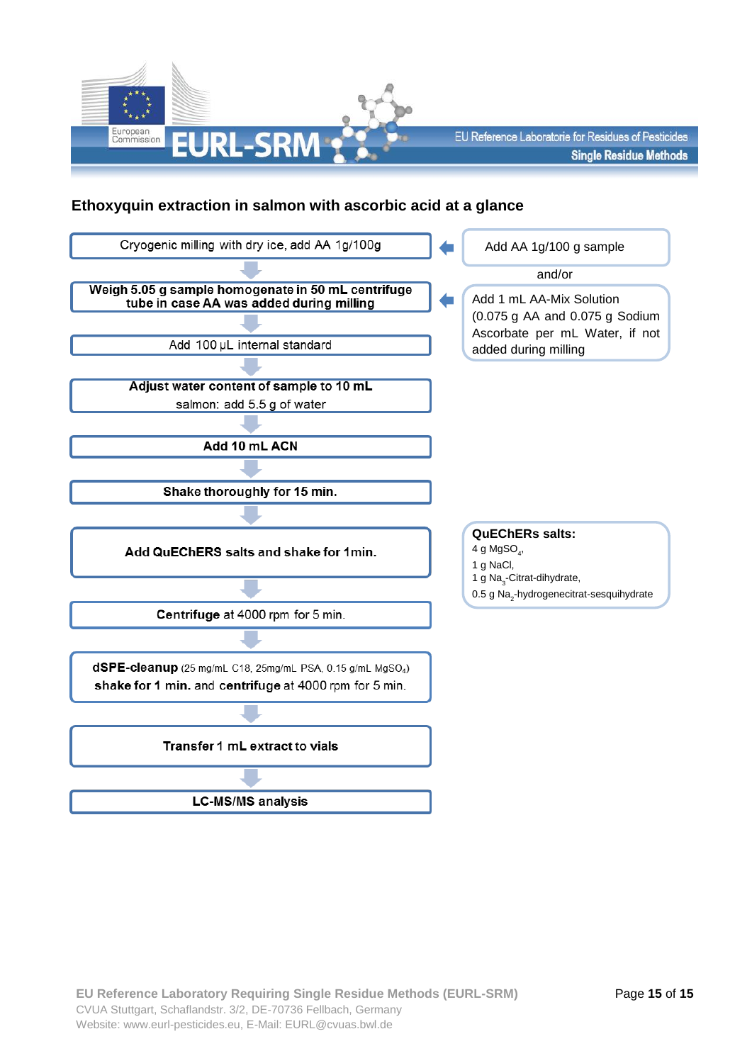## Ethoxyquin extraction in salmon with ascorbic acid at a glance

Cryogenic milling with dry ice, add AA 1g/100g

← Add AA 1g/100 g sample

and/or

**Weigh 5.05 g sample homogenate in 50 mL centrifuge tube in case AA was added during milling**

← Add 1 mL AA-Mix Solution (0.075 g AA and 0.075 g Sodium Ascorbate per mL Water, if not added during milling

Add 100 µL internal standard

**Adjust water content of sample to 10 mL**
salmon: add 5.5 g of water

**Add 10 mL ACN**

**Shake thoroughly for 15 min.**

**Add QuEChERS salts and shake for 1min.**

**QuEChERs salts:**
4 g $MgSO_4$,
1 g NaCl,
1 g $Na_3$-Citrat-dihydrate,
0.5 g $Na_2$-hydrogenecitrat-sesquihydrate

**Centrifuge** at 4000 rpm for 5 min.

**dSPE-cleanup** (25 mg/mL C18, 25mg/mL PSA, 0.15 g/mL $MgSO_4$)
**shake for 1 min.** and **centrifuge** at 4000 rpm for 5 min.

**Transfer 1 mL extract to vials**

**LC-MS/MS analysis**